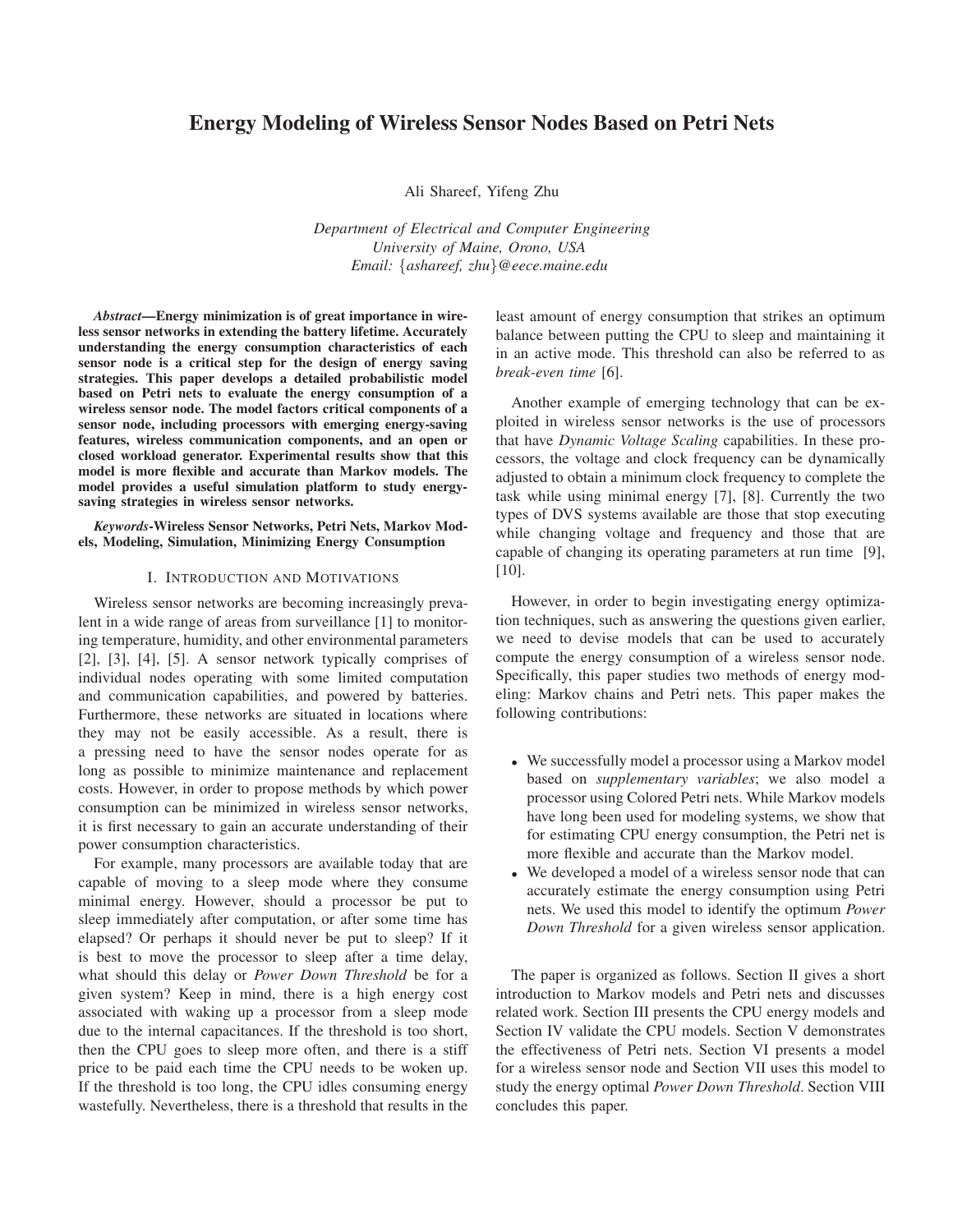# Energy Modeling of Wireless Sensor Nodes Based on Petri Nets

Ali Shareef, Yifeng Zhu

*Department of Electrical and Computer Engineering*
*University of Maine, Orono, USA*
*Email: {ashareef, zhu}@eece.maine.edu*

***Abstract*—Energy minimization is of great importance in wireless sensor networks in extending the battery lifetime. Accurately understanding the energy consumption characteristics of each sensor node is a critical step for the design of energy saving strategies. This paper develops a detailed probabilistic model based on Petri nets to evaluate the energy consumption of a wireless sensor node. The model factors critical components of a sensor node, including processors with emerging energy-saving features, wireless communication components, and an open or closed workload generator. Experimental results show that this model is more flexible and accurate than Markov models. The model provides a useful simulation platform to study energy-saving strategies in wireless sensor networks.**

***Keywords*-Wireless Sensor Networks, Petri Nets, Markov Models, Modeling, Simulation, Minimizing Energy Consumption**

## I. Introduction and Motivations

Wireless sensor networks are becoming increasingly prevalent in a wide range of areas from surveillance [1] to monitoring temperature, humidity, and other environmental parameters [2], [3], [4], [5]. A sensor network typically comprises of individual nodes operating with some limited computation and communication capabilities, and powered by batteries. Furthermore, these networks are situated in locations where they may not be easily accessible. As a result, there is a pressing need to have the sensor nodes operate for as long as possible to minimize maintenance and replacement costs. However, in order to propose methods by which power consumption can be minimized in wireless sensor networks, it is first necessary to gain an accurate understanding of their power consumption characteristics.

For example, many processors are available today that are capable of moving to a sleep mode where they consume minimal energy. However, should a processor be put to sleep immediately after computation, or after some time has elapsed? Or perhaps it should never be put to sleep? If it is best to move the processor to sleep after a time delay, what should this delay or *Power Down Threshold* be for a given system? Keep in mind, there is a high energy cost associated with waking up a processor from a sleep mode due to the internal capacitances. If the threshold is too short, then the CPU goes to sleep more often, and there is a stiff price to be paid each time the CPU needs to be woken up. If the threshold is too long, the CPU idles consuming energy wastefully. Nevertheless, there is a threshold that results in the least amount of energy consumption that strikes an optimum balance between putting the CPU to sleep and maintaining it in an active mode. This threshold can also be referred to as *break-even time* [6].

Another example of emerging technology that can be exploited in wireless sensor networks is the use of processors that have *Dynamic Voltage Scaling* capabilities. In these processors, the voltage and clock frequency can be dynamically adjusted to obtain a minimum clock frequency to complete the task while using minimal energy [7], [8]. Currently the two types of DVS systems available are those that stop executing while changing voltage and frequency and those that are capable of changing its operating parameters at run time [9], [10].

However, in order to begin investigating energy optimization techniques, such as answering the questions given earlier, we need to devise models that can be used to accurately compute the energy consumption of a wireless sensor node. Specifically, this paper studies two methods of energy modeling: Markov chains and Petri nets. This paper makes the following contributions:

- We successfully model a processor using a Markov model based on *supplementary variables*; we also model a processor using Colored Petri nets. While Markov models have long been used for modeling systems, we show that for estimating CPU energy consumption, the Petri net is more flexible and accurate than the Markov model.
- We developed a model of a wireless sensor node that can accurately estimate the energy consumption using Petri nets. We used this model to identify the optimum *Power Down Threshold* for a given wireless sensor application.

The paper is organized as follows. Section II gives a short introduction to Markov models and Petri nets and discusses related work. Section III presents the CPU energy models and Section IV validate the CPU models. Section V demonstrates the effectiveness of Petri nets. Section VI presents a model for a wireless sensor node and Section VII uses this model to study the energy optimal *Power Down Threshold*. Section VIII concludes this paper.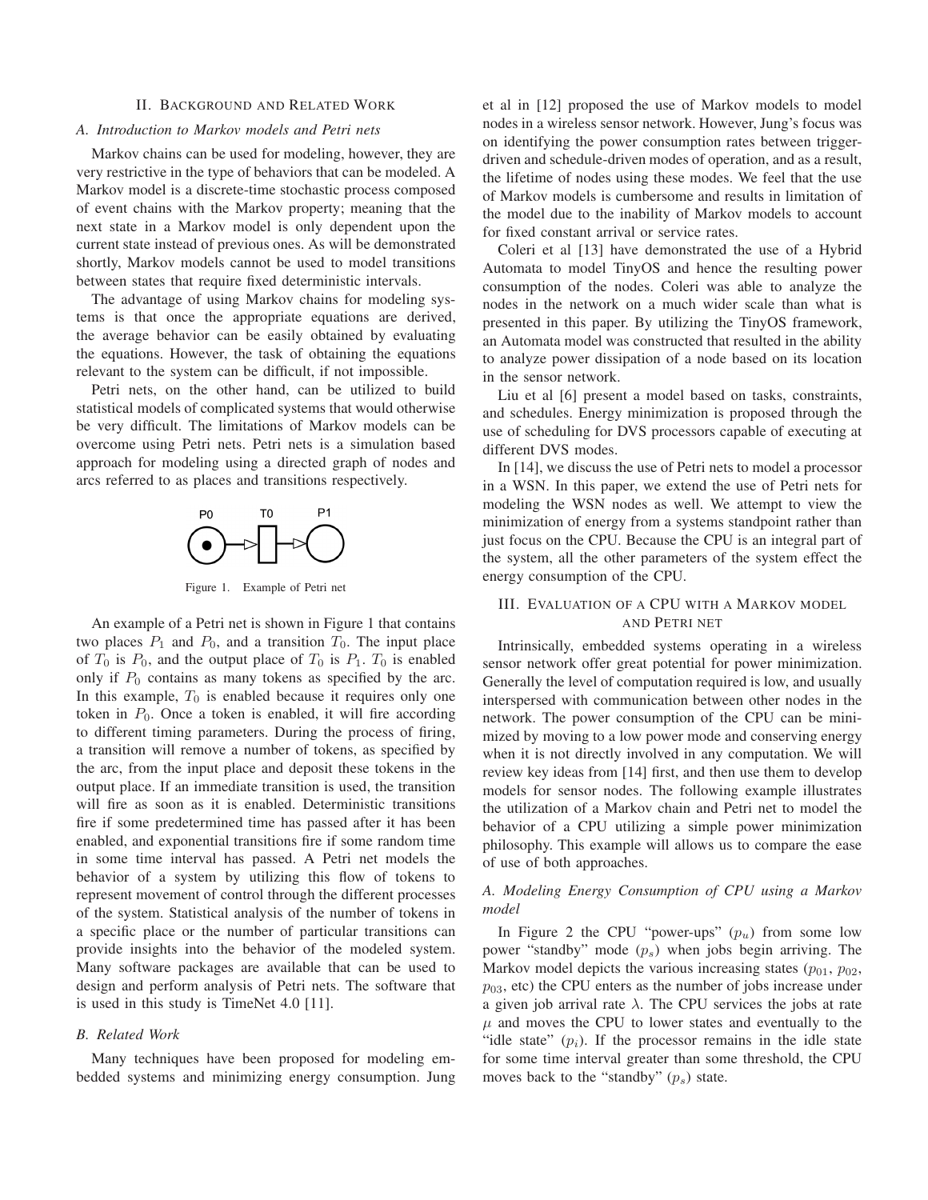## II. Background and Related Work

### A. Introduction to Markov models and Petri nets

Markov chains can be used for modeling, however, they are very restrictive in the type of behaviors that can be modeled. A Markov model is a discrete-time stochastic process composed of event chains with the Markov property; meaning that the next state in a Markov model is only dependent upon the current state instead of previous ones. As will be demonstrated shortly, Markov models cannot be used to model transitions between states that require fixed deterministic intervals.

The advantage of using Markov chains for modeling systems is that once the appropriate equations are derived, the average behavior can be easily obtained by evaluating the equations. However, the task of obtaining the equations relevant to the system can be difficult, if not impossible.

Petri nets, on the other hand, can be utilized to build statistical models of complicated systems that would otherwise be very difficult. The limitations of Markov models can be overcome using Petri nets. Petri nets is a simulation based approach for modeling using a directed graph of nodes and arcs referred to as places and transitions respectively.

P0 T0 P1

Figure 1. Example of Petri net

An example of a Petri net is shown in Figure 1 that contains two places $P_1$ and $P_0$, and a transition $T_0$. The input place of $T_0$ is $P_0$, and the output place of $T_0$ is $P_1$. $T_0$ is enabled only if $P_0$ contains as many tokens as specified by the arc. In this example, $T_0$ is enabled because it requires only one token in $P_0$. Once a token is enabled, it will fire according to different timing parameters. During the process of firing, a transition will remove a number of tokens, as specified by the arc, from the input place and deposit these tokens in the output place. If an immediate transition is used, the transition will fire as soon as it is enabled. Deterministic transitions fire if some predetermined time has passed after it has been enabled, and exponential transitions fire if some random time in some time interval has passed. A Petri net models the behavior of a system by utilizing this flow of tokens to represent movement of control through the different processes of the system. Statistical analysis of the number of tokens in a specific place or the number of particular transitions can provide insights into the behavior of the modeled system. Many software packages are available that can be used to design and perform analysis of Petri nets. The software that is used in this study is TimeNet 4.0 [11].

### B. Related Work

Many techniques have been proposed for modeling embedded systems and minimizing energy consumption. Jung et al in [12] proposed the use of Markov models to model nodes in a wireless sensor network. However, Jung's focus was on identifying the power consumption rates between trigger-driven and schedule-driven modes of operation, and as a result, the lifetime of nodes using these modes. We feel that the use of Markov models is cumbersome and results in limitation of the model due to the inability of Markov models to account for fixed constant arrival or service rates.

Coleri et al [13] have demonstrated the use of a Hybrid Automata to model TinyOS and hence the resulting power consumption of the nodes. Coleri was able to analyze the nodes in the network on a much wider scale than what is presented in this paper. By utilizing the TinyOS framework, an Automata model was constructed that resulted in the ability to analyze power dissipation of a node based on its location in the sensor network.

Liu et al [6] present a model based on tasks, constraints, and schedules. Energy minimization is proposed through the use of scheduling for DVS processors capable of executing at different DVS modes.

In [14], we discuss the use of Petri nets to model a processor in a WSN. In this paper, we extend the use of Petri nets for modeling the WSN nodes as well. We attempt to view the minimization of energy from a systems standpoint rather than just focus on the CPU. Because the CPU is an integral part of the system, all the other parameters of the system effect the energy consumption of the CPU.

## III. Evaluation of a CPU with a Markov Model and Petri Net

Intrinsically, embedded systems operating in a wireless sensor network offer great potential for power minimization. Generally the level of computation required is low, and usually interspersed with communication between other nodes in the network. The power consumption of the CPU can be minimized by moving to a low power mode and conserving energy when it is not directly involved in any computation. We will review key ideas from [14] first, and then use them to develop models for sensor nodes. The following example illustrates the utilization of a Markov chain and Petri net to model the behavior of a CPU utilizing a simple power minimization philosophy. This example will allows us to compare the ease of use of both approaches.

### A. Modeling Energy Consumption of CPU using a Markov model

In Figure 2 the CPU "power-ups" ($p_u$) from some low power "standby" mode ($p_s$) when jobs begin arriving. The Markov model depicts the various increasing states ($p_{01}$, $p_{02}$, $p_{03}$, etc) the CPU enters as the number of jobs increase under a given job arrival rate $\lambda$. The CPU services the jobs at rate $\mu$ and moves the CPU to lower states and eventually to the "idle state" ($p_i$). If the processor remains in the idle state for some time interval greater than some threshold, the CPU moves back to the "standby" ($p_s$) state.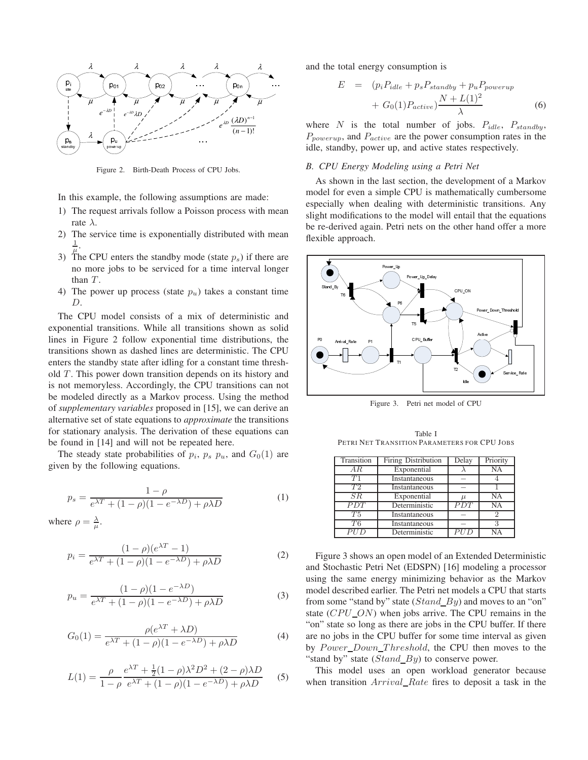Figure 2. Birth-Death Process of CPU Jobs.

In this example, the following assumptions are made:

1) The request arrivals follow a Poisson process with mean rate $\lambda$.
2) The service time is exponentially distributed with mean $\frac{1}{\mu}$.
3) The CPU enters the standby mode (state $p_s$) if there are no more jobs to be serviced for a time interval longer than $T$.
4) The power up process (state $p_u$) takes a constant time $D$.

The CPU model consists of a mix of deterministic and exponential transitions. While all transitions shown as solid lines in Figure 2 follow exponential time distributions, the transitions shown as dashed lines are deterministic. The CPU enters the standby state after idling for a constant time threshold $T$. This power down transition depends on its history and is not memoryless. Accordingly, the CPU transitions can not be modeled directly as a Markov process. Using the method of *supplementary variables* proposed in [15], we can derive an alternative set of state equations to *approximate* the transitions for stationary analysis. The derivation of these equations can be found in [14] and will not be repeated here.

The steady state probabilities of $p_i$, $p_s$ $p_u$, and $G_0(1)$ are given by the following equations.

$$p_s = \frac{1-\rho}{e^{\lambda T} + (1-\rho)(1-e^{-\lambda D}) + \rho\lambda D} \tag{1}$$

where $\rho = \frac{\lambda}{\mu}$.

$$p_i = \frac{(1-\rho)(e^{\lambda T} - 1)}{e^{\lambda T} + (1-\rho)(1-e^{-\lambda D}) + \rho\lambda D} \tag{2}$$

$$p_u = \frac{(1-\rho)(1-e^{-\lambda D})}{e^{\lambda T} + (1-\rho)(1-e^{-\lambda D}) + \rho\lambda D} \tag{3}$$

$$G_0(1) = \frac{\rho(e^{\lambda T} + \lambda D)}{e^{\lambda T} + (1-\rho)(1-e^{-\lambda D}) + \rho\lambda D} \tag{4}$$

$$L(1) = \frac{\rho}{1-\rho} \frac{e^{\lambda T} + \frac{1}{2}(1-\rho)\lambda^2 D^2 + (2-\rho)\lambda D}{e^{\lambda T} + (1-\rho)(1-e^{-\lambda D}) + \rho\lambda D} \tag{5}$$

and the total energy consumption is

$$E = (p_i P_{idle} + p_s P_{standby} + p_u P_{powerup} + G_0(1) P_{active}) \frac{N + L(1)^2}{\lambda} \tag{6}$$

where $N$ is the total number of jobs. $P_{idle}$, $P_{standby}$, $P_{powerup}$, and $P_{active}$ are the power consumption rates in the idle, standby, power up, and active states respectively.

### B. CPU Energy Modeling using a Petri Net

As shown in the last section, the development of a Markov model for even a simple CPU is mathematically cumbersome especially when dealing with deterministic transitions. Any slight modifications to the model will entail that the equations be re-derived again. Petri nets on the other hand offer a more flexible approach.

Figure 3. Petri net model of CPU

Table I
PETRI NET TRANSITION PARAMETERS FOR CPU JOBS

| Transition | Firing Distribution | Delay | Priority |
|---|---|---|---|
| $AR$ | Exponential | $\lambda$ | NA |
| $T1$ | Instantaneous | – | 4 |
| $T2$ | Instantaneous | – | 1 |
| $SR$ | Exponential | $\mu$ | NA |
| $PDT$ | Deterministic | $PDT$ | NA |
| $T5$ | Instantaneous | – | 2 |
| $T6$ | Instantaneous | – | 3 |
| $PUD$ | Deterministic | $PUD$ | NA |

Figure 3 shows an open model of an Extended Deterministic and Stochastic Petri Net (EDSPN) [16] modeling a processor using the same energy minimizing behavior as the Markov model described earlier. The Petri net models a CPU that starts from some "stand by" state ($Stand\_By$) and moves to an "on" state ($CPU\_ON$) when jobs arrive. The CPU remains in the "on" state so long as there are jobs in the CPU buffer. If there are no jobs in the CPU buffer for some time interval as given by $Power\_Down\_Threshold$, the CPU then moves to the "stand by" state ($Stand\_By$) to conserve power.

This model uses an open workload generator because when transition $Arrival\_Rate$ fires to deposit a task in the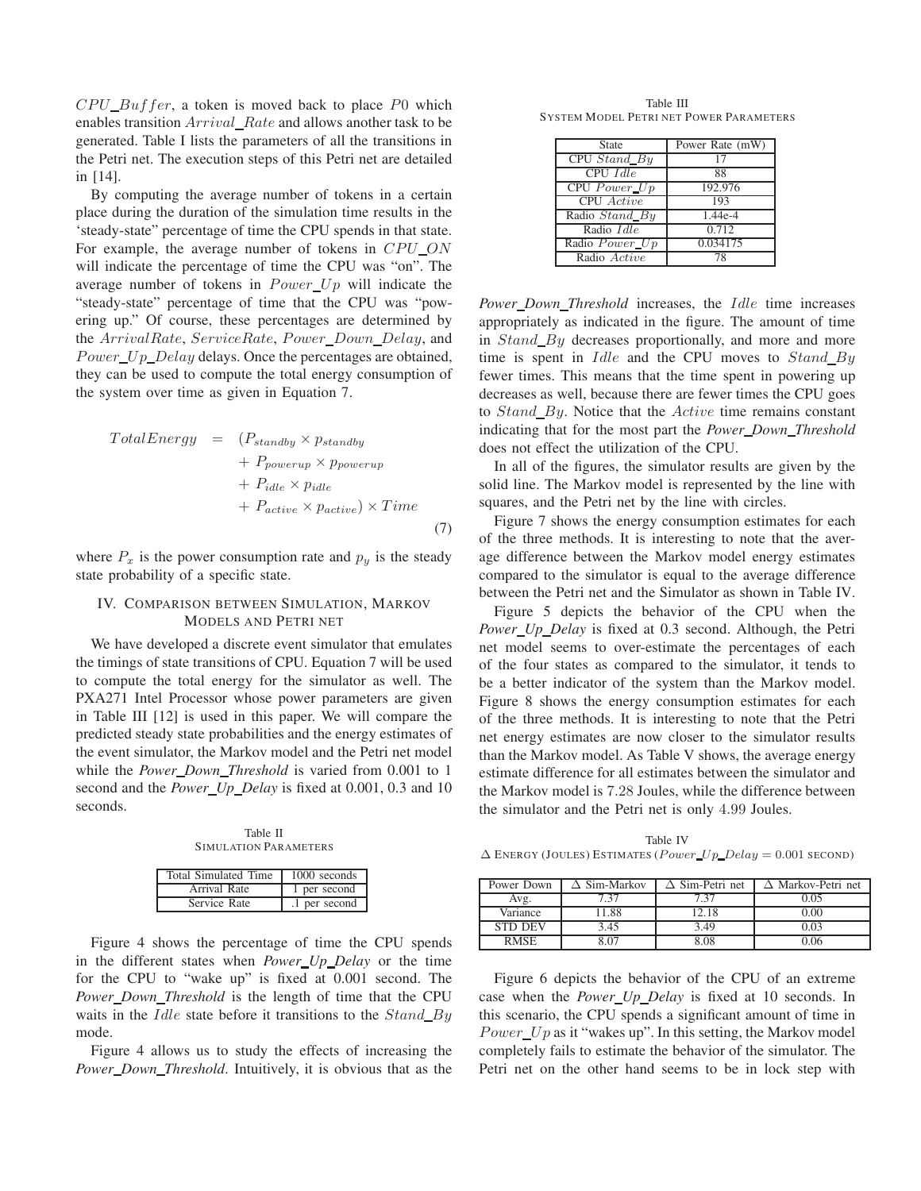$CPU\_Buffer$, a token is moved back to place $P0$ which enables transition $Arrival\_Rate$ and allows another task to be generated. Table I lists the parameters of all the transitions in the Petri net. The execution steps of this Petri net are detailed in [14].

By computing the average number of tokens in a certain place during the duration of the simulation time results in the 'steady-state" percentage of time the CPU spends in that state. For example, the average number of tokens in $CPU\_ON$ will indicate the percentage of time the CPU was "on". The average number of tokens in $Power\_Up$ will indicate the "steady-state" percentage of time that the CPU was "powering up." Of course, these percentages are determined by the $ArrivalRate$, $ServiceRate$, $Power\_Down\_Delay$, and $Power\_Up\_Delay$ delays. Once the percentages are obtained, they can be used to compute the total energy consumption of the system over time as given in Equation 7.

$$
\begin{aligned}
TotalEnergy = & (P_{standby} \times p_{standby} \\
& + P_{powerup} \times p_{powerup} \\
& + P_{idle} \times p_{idle} \\
& + P_{active} \times p_{active}) \times Time
\end{aligned} \tag{7}
$$

where $P_x$ is the power consumption rate and $p_y$ is the steady state probability of a specific state.

## IV. Comparison between Simulation, Markov Models and Petri Net

We have developed a discrete event simulator that emulates the timings of state transitions of CPU. Equation 7 will be used to compute the total energy for the simulator as well. The PXA271 Intel Processor whose power parameters are given in Table III [12] is used in this paper. We will compare the predicted steady state probabilities and the energy estimates of the event simulator, the Markov model and the Petri net model while the *Power_Down_Threshold* is varied from 0.001 to 1 second and the *Power_Up_Delay* is fixed at 0.001, 0.3 and 10 seconds.

Table II
Simulation Parameters

| Total Simulated Time | 1000 seconds |
|---|---|
| Arrival Rate | 1 per second |
| Service Rate | .1 per second |

Figure 4 shows the percentage of time the CPU spends in the different states when *Power_Up_Delay* or the time for the CPU to "wake up" is fixed at 0.001 second. The *Power_Down_Threshold* is the length of time that the CPU waits in the $Idle$ state before it transitions to the $Stand\_By$ mode.

Figure 4 allows us to study the effects of increasing the *Power_Down_Threshold*. Intuitively, it is obvious that as the *Power_Down_Threshold* increases, the $Idle$ time increases appropriately as indicated in the figure. The amount of time in $Stand\_By$ decreases proportionally, and more and more time is spent in $Idle$ and the CPU moves to $Stand\_By$ fewer times. This means that the time spent in powering up decreases as well, because there are fewer times the CPU goes to $Stand\_By$. Notice that the $Active$ time remains constant indicating that for the most part the *Power_Down_Threshold* does not effect the utilization of the CPU.

Table III
System Model Petri net Power Parameters

| State | Power Rate (mW) |
|---|---|
| CPU $Stand\_By$ | 17 |
| CPU $Idle$ | 88 |
| CPU $Power\_Up$ | 192.976 |
| CPU $Active$ | 193 |
| Radio $Stand\_By$ | 1.44e-4 |
| Radio $Idle$ | 0.712 |
| Radio $Power\_Up$ | 0.034175 |
| Radio $Active$ | 78 |

In all of the figures, the simulator results are given by the solid line. The Markov model is represented by the line with squares, and the Petri net by the line with circles.

Figure 7 shows the energy consumption estimates for each of the three methods. It is interesting to note that the average difference between the Markov model energy estimates compared to the simulator is equal to the average difference between the Petri net and the Simulator as shown in Table IV.

Figure 5 depicts the behavior of the CPU when the *Power_Up_Delay* is fixed at 0.3 second. Although, the Petri net model seems to over-estimate the percentages of each of the four states as compared to the simulator, it tends to be a better indicator of the system than the Markov model. Figure 8 shows the energy consumption estimates for each of the three methods. It is interesting to note that the Petri net energy estimates are now closer to the simulator results than the Markov model. As Table V shows, the average energy estimate difference for all estimates between the simulator and the Markov model is 7.28 Joules, while the difference between the simulator and the Petri net is only 4.99 Joules.

Table IV
$\Delta$ Energy (Joules) Estimates ($Power\_Up\_Delay = 0.001$ second)

| Power Down | $\Delta$ Sim-Markov | $\Delta$ Sim-Petri net | $\Delta$ Markov-Petri net |
|---|---|---|---|
| Avg. | 7.37 | 7.37 | 0.05 |
| Variance | 11.88 | 12.18 | 0.00 |
| STD DEV | 3.45 | 3.49 | 0.03 |
| RMSE | 8.07 | 8.08 | 0.06 |

Figure 6 depicts the behavior of the CPU of an extreme case when the *Power_Up_Delay* is fixed at 10 seconds. In this scenario, the CPU spends a significant amount of time in $Power\_Up$ as it "wakes up". In this setting, the Markov model completely fails to estimate the behavior of the simulator. The Petri net on the other hand seems to be in lock step with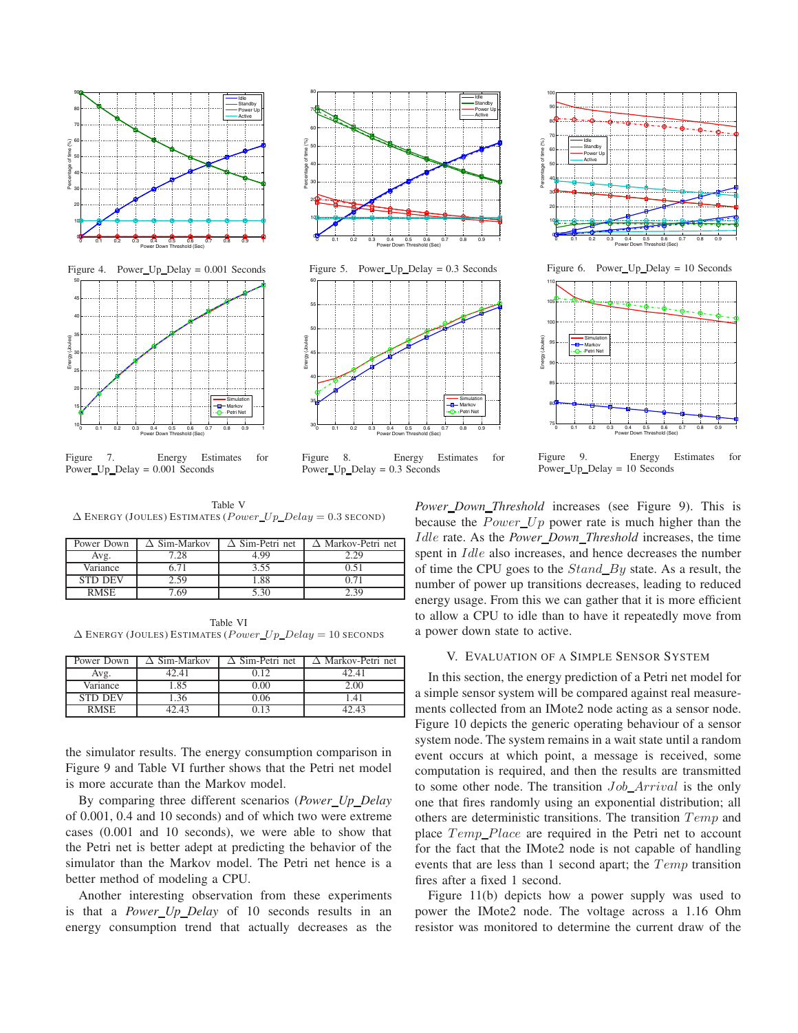Figure 4. Power_Up_Delay = 0.001 Seconds

Figure 5. Power_Up_Delay = 0.3 Seconds

Figure 6. Power_Up_Delay = 10 Seconds

Figure 7. Energy Estimates for Power_Up_Delay = 0.001 Seconds

Figure 8. Energy Estimates for Power_Up_Delay = 0.3 Seconds

Figure 9. Energy Estimates for Power_Up_Delay = 10 Seconds

Table V
$\Delta$ Energy (Joules) Estimates ($Power\_Up\_Delay = 0.3$ second)

| Power Down | $\Delta$ Sim-Markov | $\Delta$ Sim-Petri net | $\Delta$ Markov-Petri net |
|---|---|---|---|
| Avg. | 7.28 | 4.99 | 2.29 |
| Variance | 6.71 | 3.55 | 0.51 |
| STD DEV | 2.59 | 1.88 | 0.71 |
| RMSE | 7.69 | 5.30 | 2.39 |

Table VI
$\Delta$ Energy (Joules) Estimates ($Power\_Up\_Delay = 10$ seconds

| Power Down | $\Delta$ Sim-Markov | $\Delta$ Sim-Petri net | $\Delta$ Markov-Petri net |
|---|---|---|---|
| Avg. | 42.41 | 0.12 | 42.41 |
| Variance | 1.85 | 0.00 | 2.00 |
| STD DEV | 1.36 | 0.06 | 1.41 |
| RMSE | 42.43 | 0.13 | 42.43 |

the simulator results. The energy consumption comparison in Figure 9 and Table VI further shows that the Petri net model is more accurate than the Markov model.

By comparing three different scenarios (*Power_Up_Delay* of 0.001, 0.4 and 10 seconds) and of which two were extreme cases (0.001 and 10 seconds), we were able to show that the Petri net is better adept at predicting the behavior of the simulator than the Markov model. The Petri net hence is a better method of modeling a CPU.

Another interesting observation from these experiments is that a *Power_Up_Delay* of 10 seconds results in an energy consumption trend that actually decreases as the *Power_Down_Threshold* increases (see Figure 9). This is because the $Power\_Up$ power rate is much higher than the $Idle$ rate. As the *Power_Down_Threshold* increases, the time spent in $Idle$ also increases, and hence decreases the number of time the CPU goes to the $Stand\_By$ state. As a result, the number of power up transitions decreases, leading to reduced energy usage. From this we can gather that it is more efficient to allow a CPU to idle than to have it repeatedly move from a power down state to active.

## V. Evaluation of a Simple Sensor System

In this section, the energy prediction of a Petri net model for a simple sensor system will be compared against real measurements collected from an IMote2 node acting as a sensor node. Figure 10 depicts the generic operating behaviour of a sensor system node. The system remains in a wait state until a random event occurs at which point, a message is received, some computation is required, and then the results are transmitted to some other node. The transition $Job\_Arrival$ is the only one that fires randomly using an exponential distribution; all others are deterministic transitions. The transition $Temp$ and place $Temp\_Place$ are required in the Petri net to account for the fact that the IMote2 node is not capable of handling events that are less than 1 second apart; the $Temp$ transition fires after a fixed 1 second.

Figure 11(b) depicts how a power supply was used to power the IMote2 node. The voltage across a 1.16 Ohm resistor was monitored to determine the current draw of the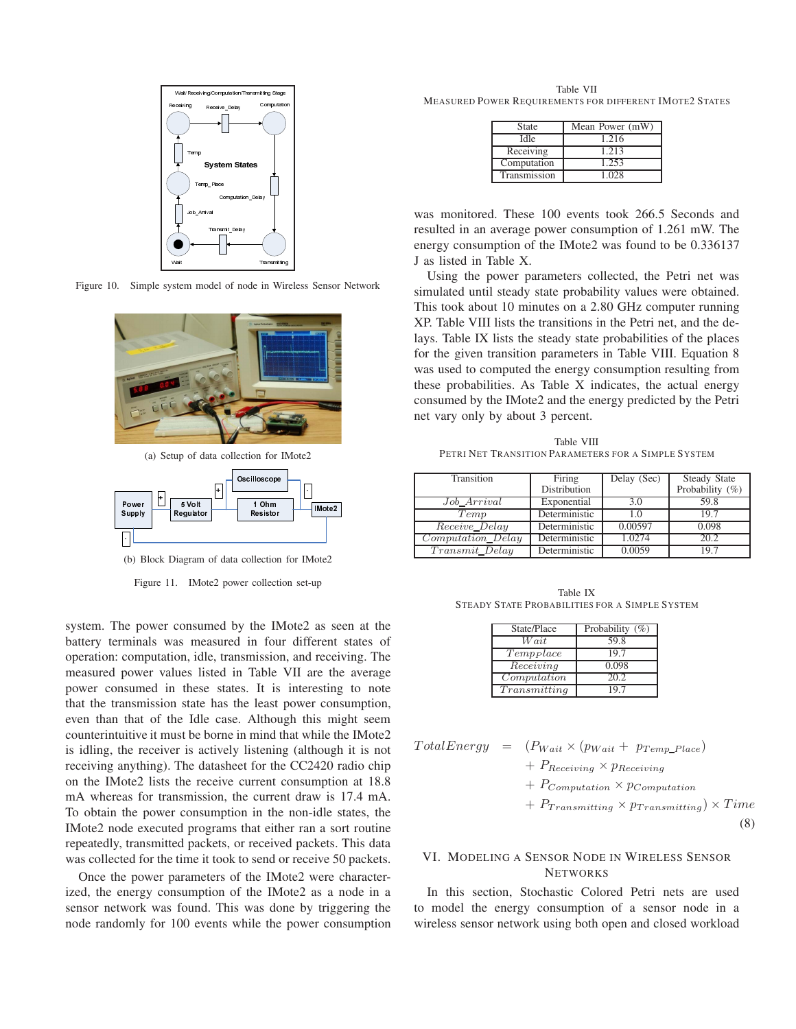Figure 10. Simple system model of node in Wireless Sensor Network

(a) Setup of data collection for IMote2

(b) Block Diagram of data collection for IMote2

Figure 11. IMote2 power collection set-up

system. The power consumed by the IMote2 as seen at the battery terminals was measured in four different states of operation: computation, idle, transmission, and receiving. The measured power values listed in Table VII are the average power consumed in these states. It is interesting to note that the transmission state has the least power consumption, even than that of the Idle case. Although this might seem counterintuitive it must be borne in mind that while the IMote2 is idling, the receiver is actively listening (although it is not receiving anything). The datasheet for the CC2420 radio chip on the IMote2 lists the receive current consumption at 18.8 mA whereas for transmission, the current draw is 17.4 mA. To obtain the power consumption in the non-idle states, the IMote2 node executed programs that either ran a sort routine repeatedly, transmitted packets, or received packets. This data was collected for the time it took to send or receive 50 packets.

Once the power parameters of the IMote2 were characterized, the energy consumption of the IMote2 as a node in a sensor network was found. This was done by triggering the node randomly for 100 events while the power consumption was monitored. These 100 events took 266.5 Seconds and resulted in an average power consumption of 1.261 mW. The energy consumption of the IMote2 was found to be 0.336137 J as listed in Table X.

Using the power parameters collected, the Petri net was simulated until steady state probability values were obtained. This took about 10 minutes on a 2.80 GHz computer running XP. Table VIII lists the transitions in the Petri net, and the delays. Table IX lists the steady state probabilities of the places for the given transition parameters in Table VIII. Equation 8 was used to computed the energy consumption resulting from these probabilities. As Table X indicates, the actual energy consumed by the IMote2 and the energy predicted by the Petri net vary only by about 3 percent.

Table VII
MEASURED POWER REQUIREMENTS FOR DIFFERENT IMOTE2 STATES

| State | Mean Power (mW) |
| --- | --- |
| Idle | 1.216 |
| Receiving | 1.213 |
| Computation | 1.253 |
| Transmission | 1.028 |

Table VIII
PETRI NET TRANSITION PARAMETERS FOR A SIMPLE SYSTEM

| Transition | Firing Distribution | Delay (Sec) | Steady State Probability (%) |
| --- | --- | --- | --- |
| $Job\_Arrival$ | Exponential | 3.0 | 59.8 |
| $Temp$ | Deterministic | 1.0 | 19.7 |
| $Receive\_Delay$ | Deterministic | 0.00597 | 0.098 |
| $Computation\_Delay$ | Deterministic | 1.0274 | 20.2 |
| $Transmit\_Delay$ | Deterministic | 0.0059 | 19.7 |

Table IX
STEADY STATE PROBABILITIES FOR A SIMPLE SYSTEM

| State/Place | Probability (%) |
| --- | --- |
| $Wait$ | 59.8 |
| $Tempplace$ | 19.7 |
| $Receiving$ | 0.098 |
| $Computation$ | 20.2 |
| $Transmitting$ | 19.7 |

$$
\begin{aligned}
TotalEnergy \;=\; & (P_{Wait} \times (p_{Wait} + p_{Temp\_Place}) \\
& + P_{Receiving} \times p_{Receiving} \\
& + P_{Computation} \times p_{Computation} \\
& + P_{Transmitting} \times p_{Transmitting}) \times Time
\end{aligned} \tag{8}
$$

## VI. MODELING A SENSOR NODE IN WIRELESS SENSOR NETWORKS

In this section, Stochastic Colored Petri nets are used to model the energy consumption of a sensor node in a wireless sensor network using both open and closed workload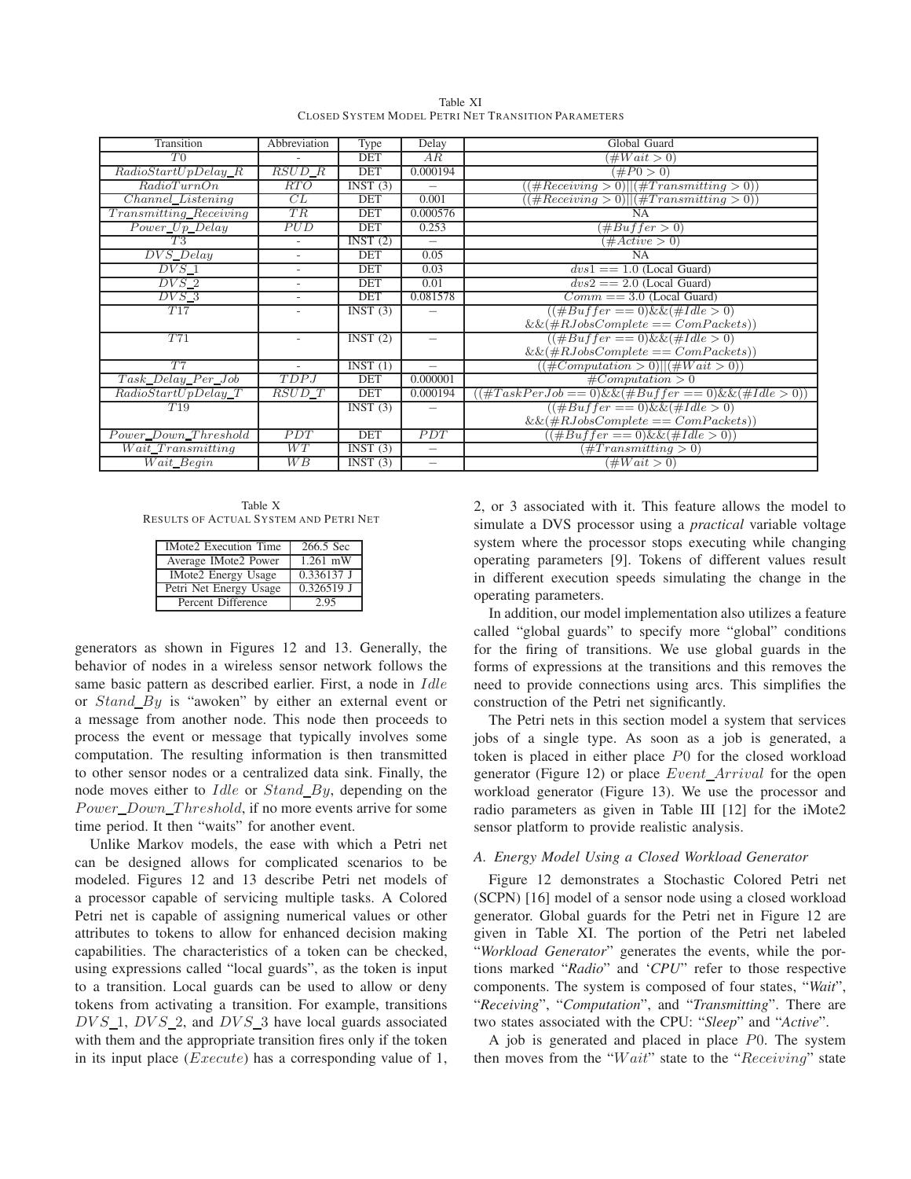Table XI
CLOSED SYSTEM MODEL PETRI NET TRANSITION PARAMETERS

| Transition | Abbreviation | Type | Delay | Global Guard |
|---|---|---|---|---|
| $T0$ | - | DET | $AR$ | $(\#Wait > 0)$ |
| $RadioStartUpDelay\_R$ | $RSUD\_R$ | DET | 0.000194 | $(\#P0 > 0)$ |
| $RadioTurnOn$ | $RTO$ | INST (3) | – | $((\#Receiving > 0)\|\|(\#Transmitting > 0))$ |
| $Channel\_Listening$ | $CL$ | DET | 0.001 | $((\#Receiving > 0)\|\|(\#Transmitting > 0))$ |
| $Transmitting\_Receiving$ | $TR$ | DET | 0.000576 | NA |
| $Power\_Up\_Delay$ | $PUD$ | DET | 0.253 | $(\#Buffer > 0)$ |
| $T3$ | - | INST (2) | – | $(\#Active > 0)$ |
| $DVS\_Delay$ | - | DET | 0.05 | NA |
| $DVS\_1$ | - | DET | 0.03 | $dvs1 == 1.0$ (Local Guard) |
| $DVS\_2$ | - | DET | 0.01 | $dvs2 == 2.0$ (Local Guard) |
| $DVS\_3$ | - | DET | 0.081578 | $Comm == 3.0$ (Local Guard) |
| $T17$ | - | INST (3) | – | $((\#Buffer == 0)\&\&(\#Idle > 0)$ $\&\&(\#RJobsComplete == ComPackets))$ |
| $T71$ | - | INST (2) | – | $((\#Buffer == 0)\&\&(\#Idle > 0)$ $\&\&(\#RJobsComplete == ComPackets))$ |
| $T7$ | - | INST (1) | – | $((\#Computation > 0)\|\|(\#Wait > 0))$ |
| $Task\_Delay\_Per\_Job$ | $TDPJ$ | DET | 0.000001 | $\#Computation > 0$ |
| $RadioStartUpDelay\_T$ | $RSUD\_T$ | DET | 0.000194 | $((\#TaskPerJob == 0)\&\&(\#Buffer == 0)\&\&(\#Idle > 0))$ |
| $T19$ | | INST (3) | – | $((\#Buffer == 0)\&\&(\#Idle > 0)$ $\&\&(\#RJobsComplete == ComPackets))$ |
| $Power\_Down\_Threshold$ | $PDT$ | DET | $PDT$ | $((\#Buffer == 0)\&\&(\#Idle > 0))$ |
| $Wait\_Transmitting$ | $WT$ | INST (3) | – | $(\#Transmitting > 0)$ |
| $Wait\_Begin$ | $WB$ | INST (3) | – | $(\#Wait > 0)$ |

Table X
RESULTS OF ACTUAL SYSTEM AND PETRI NET

| IMote2 Execution Time | 266.5 Sec |
|---|---|
| Average IMote2 Power | 1.261 mW |
| IMote2 Energy Usage | 0.336137 J |
| Petri Net Energy Usage | 0.326519 J |
| Percent Difference | 2.95 |

generators as shown in Figures 12 and 13. Generally, the behavior of nodes in a wireless sensor network follows the same basic pattern as described earlier. First, a node in $Idle$ or $Stand\_By$ is "awoken" by either an external event or a message from another node. This node then proceeds to process the event or message that typically involves some computation. The resulting information is then transmitted to other sensor nodes or a centralized data sink. Finally, the node moves either to $Idle$ or $Stand\_By$, depending on the $Power\_Down\_Threshold$, if no more events arrive for some time period. It then "waits" for another event.

Unlike Markov models, the ease with which a Petri net can be designed allows for complicated scenarios to be modeled. Figures 12 and 13 describe Petri net models of a processor capable of servicing multiple tasks. A Colored Petri net is capable of assigning numerical values or other attributes to tokens to allow for enhanced decision making capabilities. The characteristics of a token can be checked, using expressions called "local guards", as the token is input to a transition. Local guards can be used to allow or deny tokens from activating a transition. For example, transitions $DVS\_1$, $DVS\_2$, and $DVS\_3$ have local guards associated with them and the appropriate transition fires only if the token in its input place ($Execute$) has a corresponding value of 1, 2, or 3 associated with it. This feature allows the model to simulate a DVS processor using a *practical* variable voltage system where the processor stops executing while changing operating parameters [9]. Tokens of different values result in different execution speeds simulating the change in the operating parameters.

In addition, our model implementation also utilizes a feature called "global guards" to specify more "global" conditions for the firing of transitions. We use global guards in the forms of expressions at the transitions and this removes the need to provide connections using arcs. This simplifies the construction of the Petri net significantly.

The Petri nets in this section model a system that services jobs of a single type. As soon as a job is generated, a token is placed in either place $P0$ for the closed workload generator (Figure 12) or place $Event\_Arrival$ for the open workload generator (Figure 13). We use the processor and radio parameters as given in Table III [12] for the iMote2 sensor platform to provide realistic analysis.

### A. Energy Model Using a Closed Workload Generator

Figure 12 demonstrates a Stochastic Colored Petri net (SCPN) [16] model of a sensor node using a closed workload generator. Global guards for the Petri net in Figure 12 are given in Table XI. The portion of the Petri net labeled "*Workload Generator*" generates the events, while the portions marked "*Radio*" and '*CPU*" refer to those respective components. The system is composed of four states, "*Wait*", "*Receiving*", "*Computation*", and "*Transmitting*". There are two states associated with the CPU: "*Sleep*" and "*Active*".

A job is generated and placed in place $P0$. The system then moves from the "$Wait$" state to the "$Receiving$" state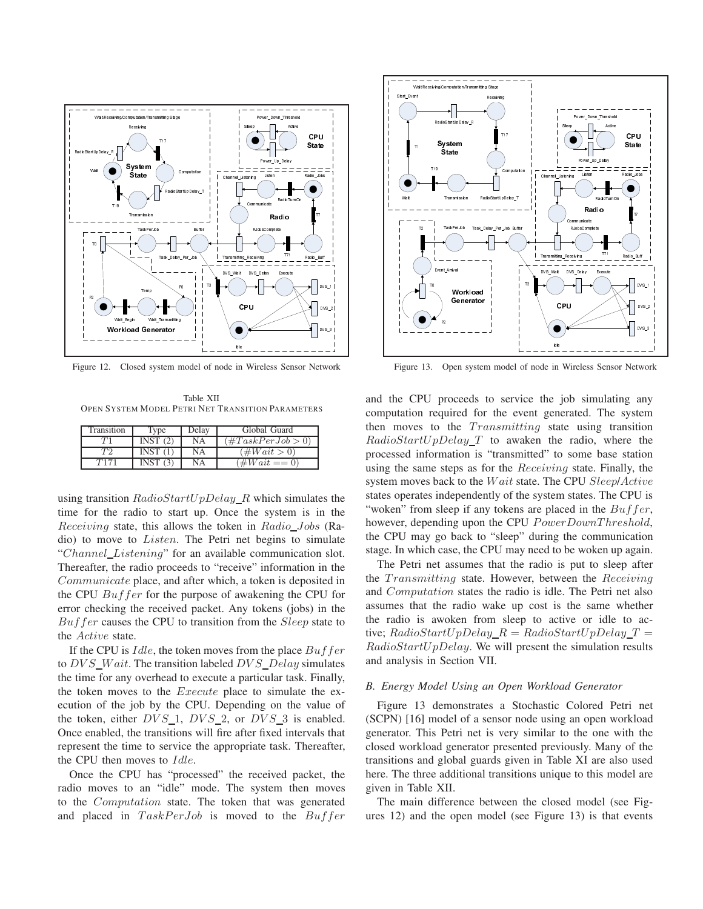Figure 12. Closed system model of node in Wireless Sensor Network

Figure 13. Open system model of node in Wireless Sensor Network

Table XII
OPEN SYSTEM MODEL PETRI NET TRANSITION PARAMETERS

| Transition | Type | Delay | Global Guard |
|---|---|---|---|
| $T1$ | INST (2) | NA | $(\#TaskPerJob > 0)$ |
| $T2$ | INST (1) | NA | $(\#Wait > 0)$ |
| $T171$ | INST (3) | NA | $(\#Wait == 0)$ |

using transition $RadioStartUpDelay\_R$ which simulates the time for the radio to start up. Once the system is in the $Receiving$ state, this allows the token in $Radio\_Jobs$ (Radio) to move to $Listen$. The Petri net begins to simulate "$Channel\_Listening$" for an available communication slot. Thereafter, the radio proceeds to "receive" information in the $Communicate$ place, and after which, a token is deposited in the CPU $Buffer$ for the purpose of awakening the CPU for error checking the received packet. Any tokens (jobs) in the $Buffer$ causes the CPU to transition from the $Sleep$ state to the $Active$ state.

If the CPU is $Idle$, the token moves from the place $Buffer$ to $DVS\_Wait$. The transition labeled $DVS\_Delay$ simulates the time for any overhead to execute a particular task. Finally, the token moves to the $Execute$ place to simulate the execution of the job by the CPU. Depending on the value of the token, either $DVS\_1$, $DVS\_2$, or $DVS\_3$ is enabled. Once enabled, the transitions will fire after fixed intervals that represent the time to service the appropriate task. Thereafter, the CPU then moves to $Idle$.

Once the CPU has "processed" the received packet, the radio moves to an "idle" mode. The system then moves to the $Computation$ state. The token that was generated and placed in $TaskPerJob$ is moved to the $Buffer$ and the CPU proceeds to service the job simulating any computation required for the event generated. The system then moves to the $Transmitting$ state using transition $RadioStartUpDelay\_T$ to awaken the radio, where the processed information is "transmitted" to some base station using the same steps as for the $Receiving$ state. Finally, the system moves back to the $Wait$ state. The CPU $Sleep$/$Active$ states operates independently of the system states. The CPU is "woken" from sleep if any tokens are placed in the $Buffer$, however, depending upon the CPU $PowerDownThreshold$, the CPU may go back to "sleep" during the communication stage. In which case, the CPU may need to be woken up again.

The Petri net assumes that the radio is put to sleep after the $Transmitting$ state. However, between the $Receiving$ and $Computation$ states the radio is idle. The Petri net also assumes that the radio wake up cost is the same whether the radio is awoken from sleep to active or idle to active; $RadioStartUpDelay\_R = RadioStartUpDelay\_T = RadioStartUpDelay$. We will present the simulation results and analysis in Section VII.

### B. Energy Model Using an Open Workload Generator

Figure 13 demonstrates a Stochastic Colored Petri net (SCPN) [16] model of a sensor node using an open workload generator. This Petri net is very similar to the one with the closed workload generator presented previously. Many of the transitions and global guards given in Table XI are also used here. The three additional transitions unique to this model are given in Table XII.

The main difference between the closed model (see Figures 12) and the open model (see Figure 13) is that events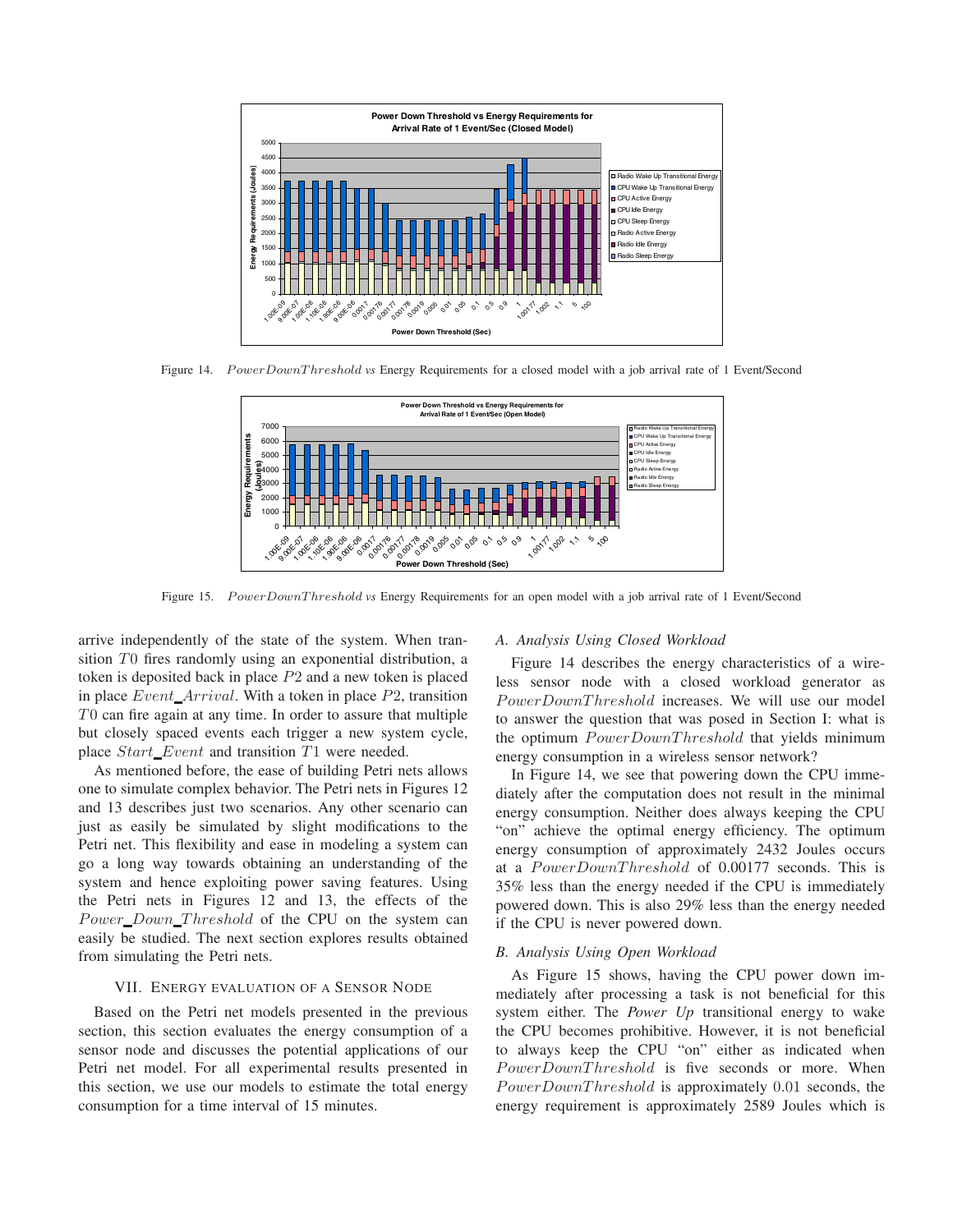Figure 14. *PowerDownThreshold vs* Energy Requirements for a closed model with a job arrival rate of 1 Event/Second

Figure 15. *PowerDownThreshold vs* Energy Requirements for an open model with a job arrival rate of 1 Event/Second

arrive independently of the state of the system. When transition $T0$ fires randomly using an exponential distribution, a token is deposited back in place $P2$ and a new token is placed in place $Event\_Arrival$. With a token in place $P2$, transition $T0$ can fire again at any time. In order to assure that multiple but closely spaced events each trigger a new system cycle, place $Start\_Event$ and transition $T1$ were needed.

As mentioned before, the ease of building Petri nets allows one to simulate complex behavior. The Petri nets in Figures 12 and 13 describes just two scenarios. Any other scenario can just as easily be simulated by slight modifications to the Petri net. This flexibility and ease in modeling a system can go a long way towards obtaining an understanding of the system and hence exploiting power saving features. Using the Petri nets in Figures 12 and 13, the effects of the $Power\_Down\_Threshold$ of the CPU on the system can easily be studied. The next section explores results obtained from simulating the Petri nets.

## VII. Energy evaluation of a Sensor Node

Based on the Petri net models presented in the previous section, this section evaluates the energy consumption of a sensor node and discusses the potential applications of our Petri net model. For all experimental results presented in this section, we use our models to estimate the total energy consumption for a time interval of 15 minutes.

### A. Analysis Using Closed Workload

Figure 14 describes the energy characteristics of a wireless sensor node with a closed workload generator as $PowerDownThreshold$ increases. We will use our model to answer the question that was posed in Section I: what is the optimum $PowerDownThreshold$ that yields minimum energy consumption in a wireless sensor network?

In Figure 14, we see that powering down the CPU immediately after the computation does not result in the minimal energy consumption. Neither does always keeping the CPU "on" achieve the optimal energy efficiency. The optimum energy consumption of approximately 2432 Joules occurs at a $PowerDownThreshold$ of 0.00177 seconds. This is 35% less than the energy needed if the CPU is immediately powered down. This is also 29% less than the energy needed if the CPU is never powered down.

### B. Analysis Using Open Workload

As Figure 15 shows, having the CPU power down immediately after processing a task is not beneficial for this system either. The *Power Up* transitional energy to wake the CPU becomes prohibitive. However, it is not beneficial to always keep the CPU "on" either as indicated when $PowerDownThreshold$ is five seconds or more. When $PowerDownThreshold$ is approximately $0.01$ seconds, the energy requirement is approximately 2589 Joules which is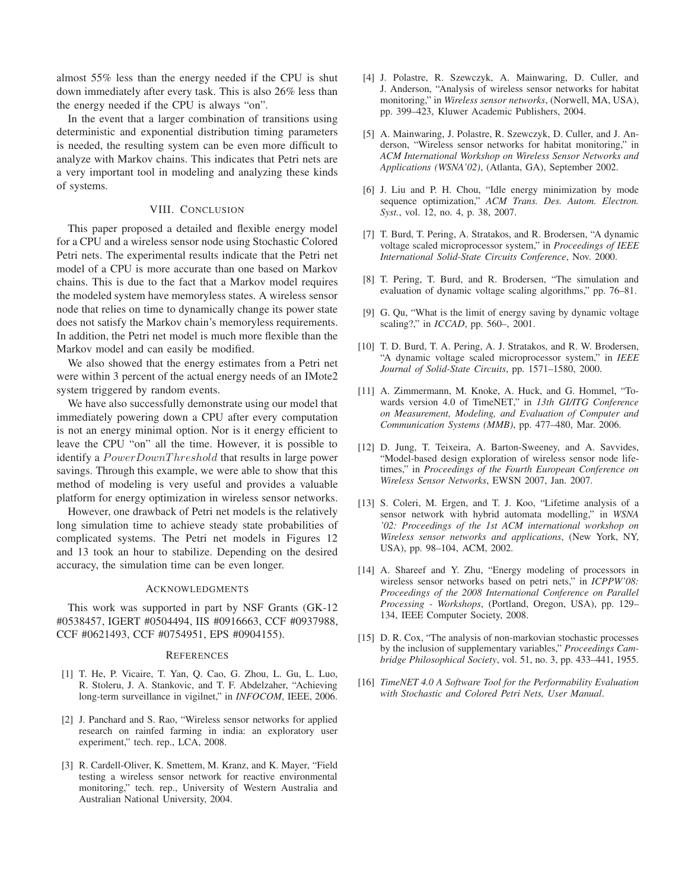almost 55% less than the energy needed if the CPU is shut down immediately after every task. This is also 26% less than the energy needed if the CPU is always "on".

In the event that a larger combination of transitions using deterministic and exponential distribution timing parameters is needed, the resulting system can be even more difficult to analyze with Markov chains. This indicates that Petri nets are a very important tool in modeling and analyzing these kinds of systems.

## VIII. Conclusion

This paper proposed a detailed and flexible energy model for a CPU and a wireless sensor node using Stochastic Colored Petri nets. The experimental results indicate that the Petri net model of a CPU is more accurate than one based on Markov chains. This is due to the fact that a Markov model requires the modeled system have memoryless states. A wireless sensor node that relies on time to dynamically change its power state does not satisfy the Markov chain's memoryless requirements. In addition, the Petri net model is much more flexible than the Markov model and can easily be modified.

We also showed that the energy estimates from a Petri net were within 3 percent of the actual energy needs of an IMote2 system triggered by random events.

We have also successfully demonstrate using our model that immediately powering down a CPU after every computation is not an energy minimal option. Nor is it energy efficient to leave the CPU "on" all the time. However, it is possible to identify a $PowerDownThreshold$ that results in large power savings. Through this example, we were able to show that this method of modeling is very useful and provides a valuable platform for energy optimization in wireless sensor networks.

However, one drawback of Petri net models is the relatively long simulation time to achieve steady state probabilities of complicated systems. The Petri net models in Figures 12 and 13 took an hour to stabilize. Depending on the desired accuracy, the simulation time can be even longer.

## Acknowledgments

This work was supported in part by NSF Grants (GK-12 #0538457, IGERT #0504494, IIS #0916663, CCF #0937988, CCF #0621493, CCF #0754951, EPS #0904155).

## References

[1] T. He, P. Vicaire, T. Yan, Q. Cao, G. Zhou, L. Gu, L. Luo, R. Stoleru, J. A. Stankovic, and T. F. Abdelzaher, "Achieving long-term surveillance in vigilnet," in *INFOCOM*, IEEE, 2006.

[2] J. Panchard and S. Rao, "Wireless sensor networks for applied research on rainfed farming in india: an exploratory user experiment," tech. rep., LCA, 2008.

[3] R. Cardell-Oliver, K. Smettem, M. Kranz, and K. Mayer, "Field testing a wireless sensor network for reactive environmental monitoring," tech. rep., University of Western Australia and Australian National University, 2004.

[4] J. Polastre, R. Szewczyk, A. Mainwaring, D. Culler, and J. Anderson, "Analysis of wireless sensor networks for habitat monitoring," in *Wireless sensor networks*, (Norwell, MA, USA), pp. 399–423, Kluwer Academic Publishers, 2004.

[5] A. Mainwaring, J. Polastre, R. Szewczyk, D. Culler, and J. Anderson, "Wireless sensor networks for habitat monitoring," in *ACM International Workshop on Wireless Sensor Networks and Applications (WSNA'02)*, (Atlanta, GA), September 2002.

[6] J. Liu and P. H. Chou, "Idle energy minimization by mode sequence optimization," *ACM Trans. Des. Autom. Electron. Syst.*, vol. 12, no. 4, p. 38, 2007.

[7] T. Burd, T. Pering, A. Stratakos, and R. Brodersen, "A dynamic voltage scaled microprocessor system," in *Proceedings of IEEE International Solid-State Circuits Conference*, Nov. 2000.

[8] T. Pering, T. Burd, and R. Brodersen, "The simulation and evaluation of dynamic voltage scaling algorithms," pp. 76–81.

[9] G. Qu, "What is the limit of energy saving by dynamic voltage scaling?," in *ICCAD*, pp. 560–, 2001.

[10] T. D. Burd, T. A. Pering, A. J. Stratakos, and R. W. Brodersen, "A dynamic voltage scaled microprocessor system," in *IEEE Journal of Solid-State Circuits*, pp. 1571–1580, 2000.

[11] A. Zimmermann, M. Knoke, A. Huck, and G. Hommel, "Towards version 4.0 of TimeNET," in *13th GI/ITG Conference on Measurement, Modeling, and Evaluation of Computer and Communication Systems (MMB)*, pp. 477–480, Mar. 2006.

[12] D. Jung, T. Teixeira, A. Barton-Sweeney, and A. Savvides, "Model-based design exploration of wireless sensor node lifetimes," in *Proceedings of the Fourth European Conference on Wireless Sensor Networks*, EWSN 2007, Jan. 2007.

[13] S. Coleri, M. Ergen, and T. J. Koo, "Lifetime analysis of a sensor network with hybrid automata modelling," in *WSNA '02: Proceedings of the 1st ACM international workshop on Wireless sensor networks and applications*, (New York, NY, USA), pp. 98–104, ACM, 2002.

[14] A. Shareef and Y. Zhu, "Energy modeling of processors in wireless sensor networks based on petri nets," in *ICPPW'08: Proceedings of the 2008 International Conference on Parallel Processing - Workshops*, (Portland, Oregon, USA), pp. 129–134, IEEE Computer Society, 2008.

[15] D. R. Cox, "The analysis of non-markovian stochastic processes by the inclusion of supplementary variables," *Proceedings Cambridge Philosophical Society*, vol. 51, no. 3, pp. 433–441, 1955.

[16] *TimeNET 4.0 A Software Tool for the Performability Evaluation with Stochastic and Colored Petri Nets, User Manual*.